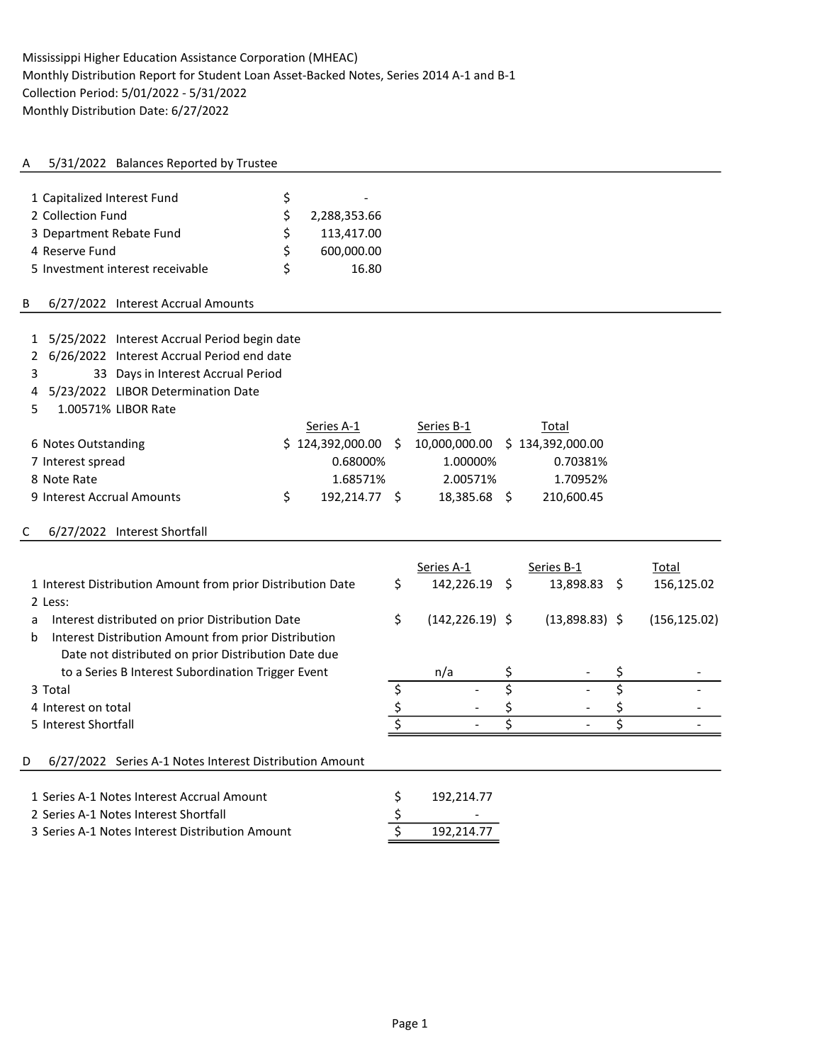Mississippi Higher Education Assistance Corporation (MHEAC)
Monthly Distribution Report for Student Loan Asset-Backed Notes, Series 2014 A-1 and B-1
Collection Period: 5/01/2022 - 5/31/2022
Monthly Distribution Date: 6/27/2022

## A 5/31/2022 Balances Reported by Trustee

| | | |
|---|---|---|
| 1 | Capitalized Interest Fund | $ - |
| 2 | Collection Fund | $ 2,288,353.66 |
| 3 | Department Rebate Fund | $ 113,417.00 |
| 4 | Reserve Fund | $ 600,000.00 |
| 5 | Investment interest receivable | $ 16.80 |

## B 6/27/2022 Interest Accrual Amounts

| | | |
|---|---|---|
| 1 | 5/25/2022 | Interest Accrual Period begin date |
| 2 | 6/26/2022 | Interest Accrual Period end date |
| 3 | 33 | Days in Interest Accrual Period |
| 4 | 5/23/2022 | LIBOR Determination Date |
| 5 | 1.00571% | LIBOR Rate |

| | Series A-1 | Series B-1 | Total |
|---|---|---|---|
| 6 Notes Outstanding | $ 124,392,000.00 | $ 10,000,000.00 | $ 134,392,000.00 |
| 7 Interest spread | 0.68000% | 1.00000% | 0.70381% |
| 8 Note Rate | 1.68571% | 2.00571% | 1.70952% |
| 9 Interest Accrual Amounts | $ 192,214.77 | $ 18,385.68 | $ 210,600.45 |

## C 6/27/2022 Interest Shortfall

| | Series A-1 | Series B-1 | Total |
|---|---|---|---|
| 1 Interest Distribution Amount from prior Distribution Date | $ 142,226.19 | $ 13,898.83 | $ 156,125.02 |
| 2 Less: | | | |
| a Interest distributed on prior Distribution Date | $ (142,226.19) | $ (13,898.83) | $ (156,125.02) |
| b Interest Distribution Amount from prior Distribution Date not distributed on prior Distribution Date due to a Series B Interest Subordination Trigger Event | n/a | $ - | $ - |
| 3 Total | $ - | $ - | $ - |
| 4 Interest on total | $ - | $ - | $ - |
| 5 Interest Shortfall | $ - | $ - | $ - |

## D 6/27/2022 Series A-1 Notes Interest Distribution Amount

| | |
|---|---|
| 1 Series A-1 Notes Interest Accrual Amount | $ 192,214.77 |
| 2 Series A-1 Notes Interest Shortfall | $ - |
| 3 Series A-1 Notes Interest Distribution Amount | $ 192,214.77 |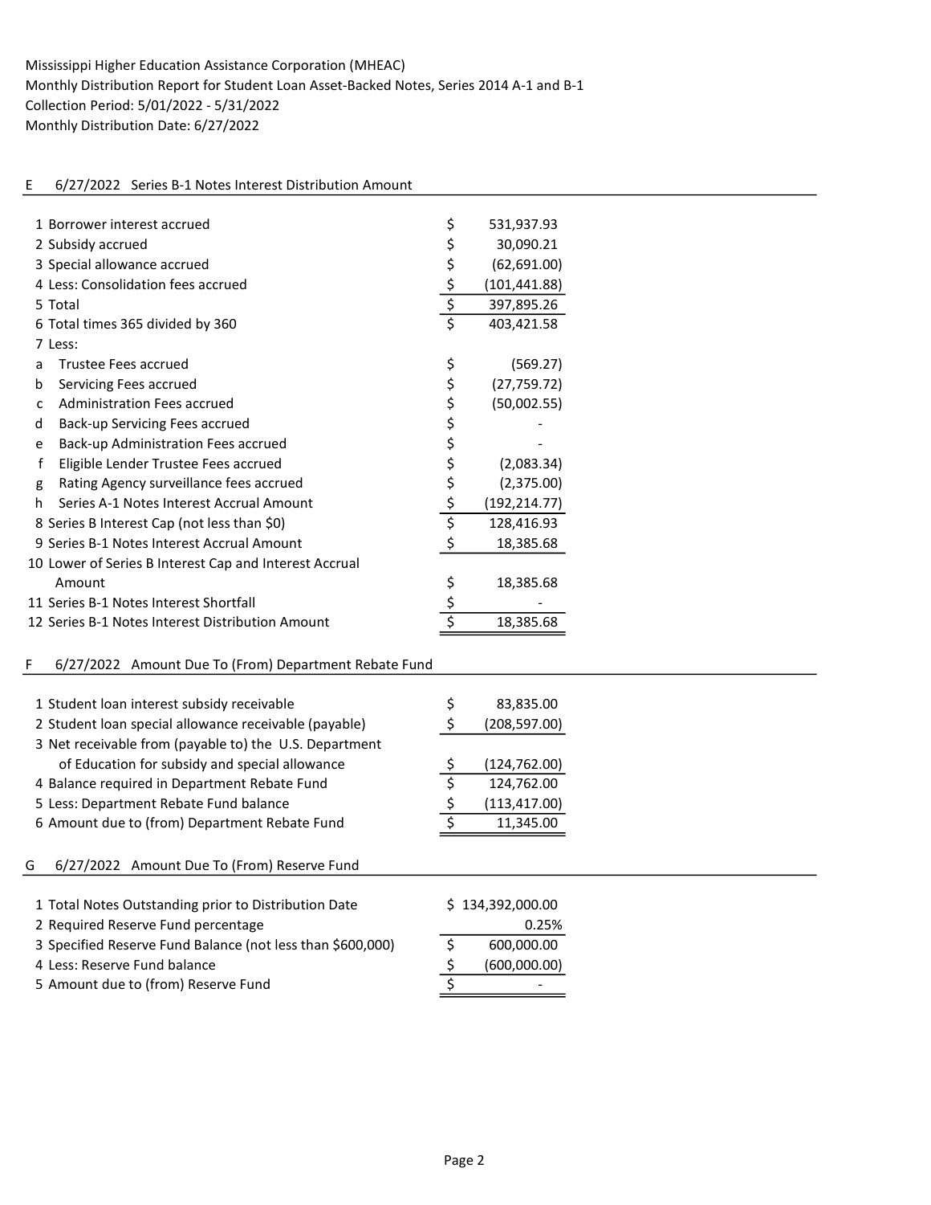Mississippi Higher Education Assistance Corporation (MHEAC)
Monthly Distribution Report for Student Loan Asset-Backed Notes, Series 2014 A-1 and B-1
Collection Period: 5/01/2022 - 5/31/2022
Monthly Distribution Date: 6/27/2022

## E 6/27/2022 Series B-1 Notes Interest Distribution Amount

| | | |
|---|---|---|
| 1 | Borrower interest accrued | $ 531,937.93 |
| 2 | Subsidy accrued | $ 30,090.21 |
| 3 | Special allowance accrued | $ (62,691.00) |
| 4 | Less: Consolidation fees accrued | $ (101,441.88) |
| 5 | Total | $ 397,895.26 |
| 6 | Total times 365 divided by 360 | $ 403,421.58 |
| 7 | Less: | |
| a | Trustee Fees accrued | $ (569.27) |
| b | Servicing Fees accrued | $ (27,759.72) |
| c | Administration Fees accrued | $ (50,002.55) |
| d | Back-up Servicing Fees accrued | $ - |
| e | Back-up Administration Fees accrued | $ - |
| f | Eligible Lender Trustee Fees accrued | $ (2,083.34) |
| g | Rating Agency surveillance fees accrued | $ (2,375.00) |
| h | Series A-1 Notes Interest Accrual Amount | $ (192,214.77) |
| 8 | Series B Interest Cap (not less than $0) | $ 128,416.93 |
| 9 | Series B-1 Notes Interest Accrual Amount | $ 18,385.68 |
| 10 | Lower of Series B Interest Cap and Interest Accrual Amount | $ 18,385.68 |
| 11 | Series B-1 Notes Interest Shortfall | $ - |
| 12 | Series B-1 Notes Interest Distribution Amount | $ 18,385.68 |

## F 6/27/2022 Amount Due To (From) Department Rebate Fund

| | | |
|---|---|---|
| 1 | Student loan interest subsidy receivable | $ 83,835.00 |
| 2 | Student loan special allowance receivable (payable) | $ (208,597.00) |
| 3 | Net receivable from (payable to) the U.S. Department of Education for subsidy and special allowance | $ (124,762.00) |
| 4 | Balance required in Department Rebate Fund | $ 124,762.00 |
| 5 | Less: Department Rebate Fund balance | $ (113,417.00) |
| 6 | Amount due to (from) Department Rebate Fund | $ 11,345.00 |

## G 6/27/2022 Amount Due To (From) Reserve Fund

| | | |
|---|---|---|
| 1 | Total Notes Outstanding prior to Distribution Date | $ 134,392,000.00 |
| 2 | Required Reserve Fund percentage | 0.25% |
| 3 | Specified Reserve Fund Balance (not less than $600,000) | $ 600,000.00 |
| 4 | Less: Reserve Fund balance | $ (600,000.00) |
| 5 | Amount due to (from) Reserve Fund | $ - |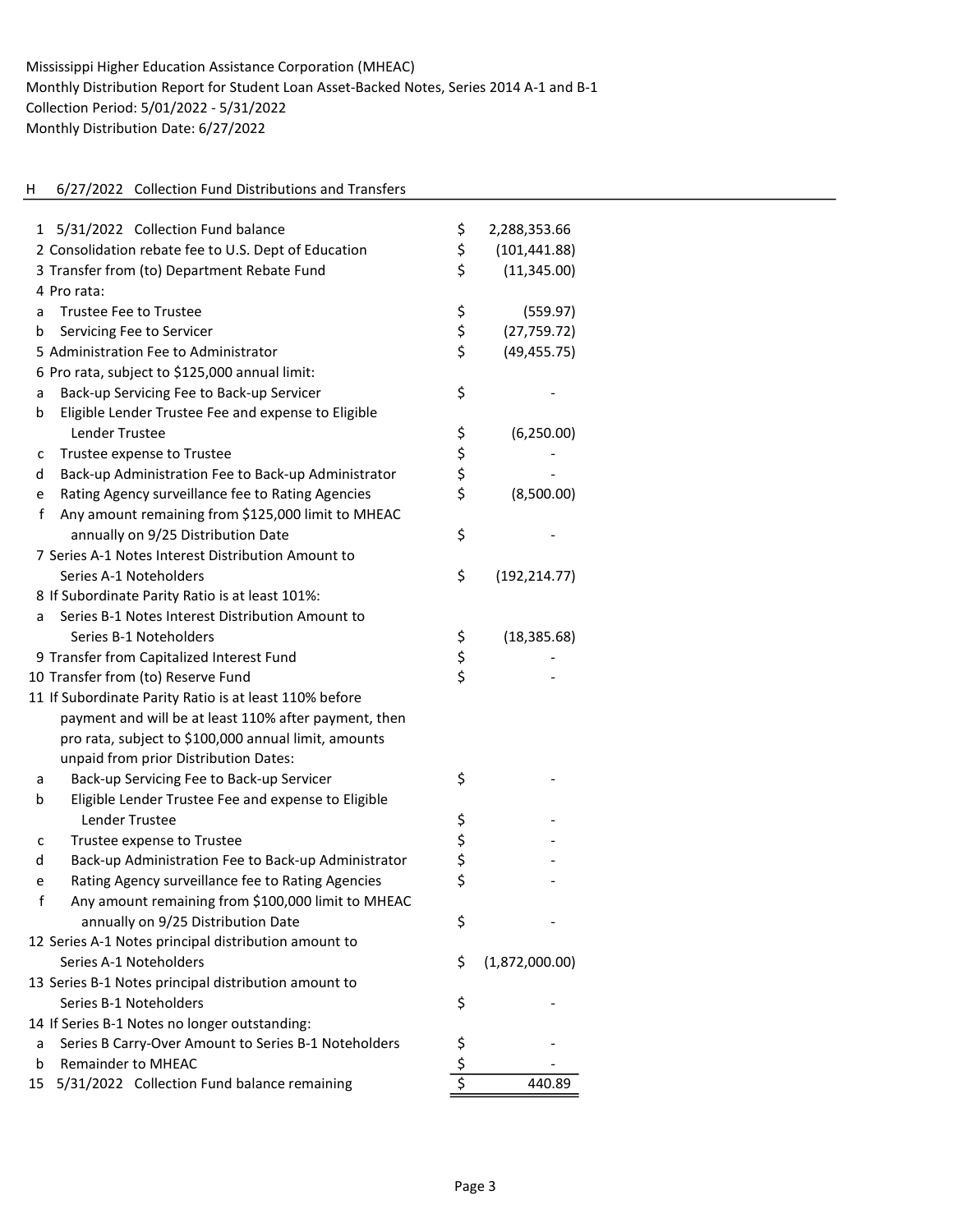Mississippi Higher Education Assistance Corporation (MHEAC)
Monthly Distribution Report for Student Loan Asset-Backed Notes, Series 2014 A-1 and B-1
Collection Period: 5/01/2022 - 5/31/2022
Monthly Distribution Date: 6/27/2022

## H 6/27/2022 Collection Fund Distributions and Transfers

| | | | |
|---|---|---|---|
| 1 | 5/31/2022 Collection Fund balance | $ | 2,288,353.66 |
| 2 | Consolidation rebate fee to U.S. Dept of Education | $ | (101,441.88) |
| 3 | Transfer from (to) Department Rebate Fund | $ | (11,345.00) |
| 4 | Pro rata: | | |
| a | Trustee Fee to Trustee | $ | (559.97) |
| b | Servicing Fee to Servicer | $ | (27,759.72) |
| 5 | Administration Fee to Administrator | $ | (49,455.75) |
| 6 | Pro rata, subject to $125,000 annual limit: | | |
| a | Back-up Servicing Fee to Back-up Servicer | $ | - |
| b | Eligible Lender Trustee Fee and expense to Eligible Lender Trustee | $ | (6,250.00) |
| c | Trustee expense to Trustee | $ | - |
| d | Back-up Administration Fee to Back-up Administrator | $ | - |
| e | Rating Agency surveillance fee to Rating Agencies | $ | (8,500.00) |
| f | Any amount remaining from $125,000 limit to MHEAC annually on 9/25 Distribution Date | $ | - |
| 7 | Series A-1 Notes Interest Distribution Amount to Series A-1 Noteholders | $ | (192,214.77) |
| 8 | If Subordinate Parity Ratio is at least 101%: | | |
| a | Series B-1 Notes Interest Distribution Amount to Series B-1 Noteholders | $ | (18,385.68) |
| 9 | Transfer from Capitalized Interest Fund | $ | - |
| 10 | Transfer from (to) Reserve Fund | $ | - |
| 11 | If Subordinate Parity Ratio is at least 110% before payment and will be at least 110% after payment, then pro rata, subject to $100,000 annual limit, amounts unpaid from prior Distribution Dates: | | |
| a | Back-up Servicing Fee to Back-up Servicer | $ | - |
| b | Eligible Lender Trustee Fee and expense to Eligible Lender Trustee | $ | - |
| c | Trustee expense to Trustee | $ | - |
| d | Back-up Administration Fee to Back-up Administrator | $ | - |
| e | Rating Agency surveillance fee to Rating Agencies | $ | - |
| f | Any amount remaining from $100,000 limit to MHEAC annually on 9/25 Distribution Date | $ | - |
| 12 | Series A-1 Notes principal distribution amount to Series A-1 Noteholders | $ | (1,872,000.00) |
| 13 | Series B-1 Notes principal distribution amount to Series B-1 Noteholders | $ | - |
| 14 | If Series B-1 Notes no longer outstanding: | | |
| a | Series B Carry-Over Amount to Series B-1 Noteholders | $ | - |
| b | Remainder to MHEAC | $ | - |
| 15 | 5/31/2022 Collection Fund balance remaining | $ | 440.89 |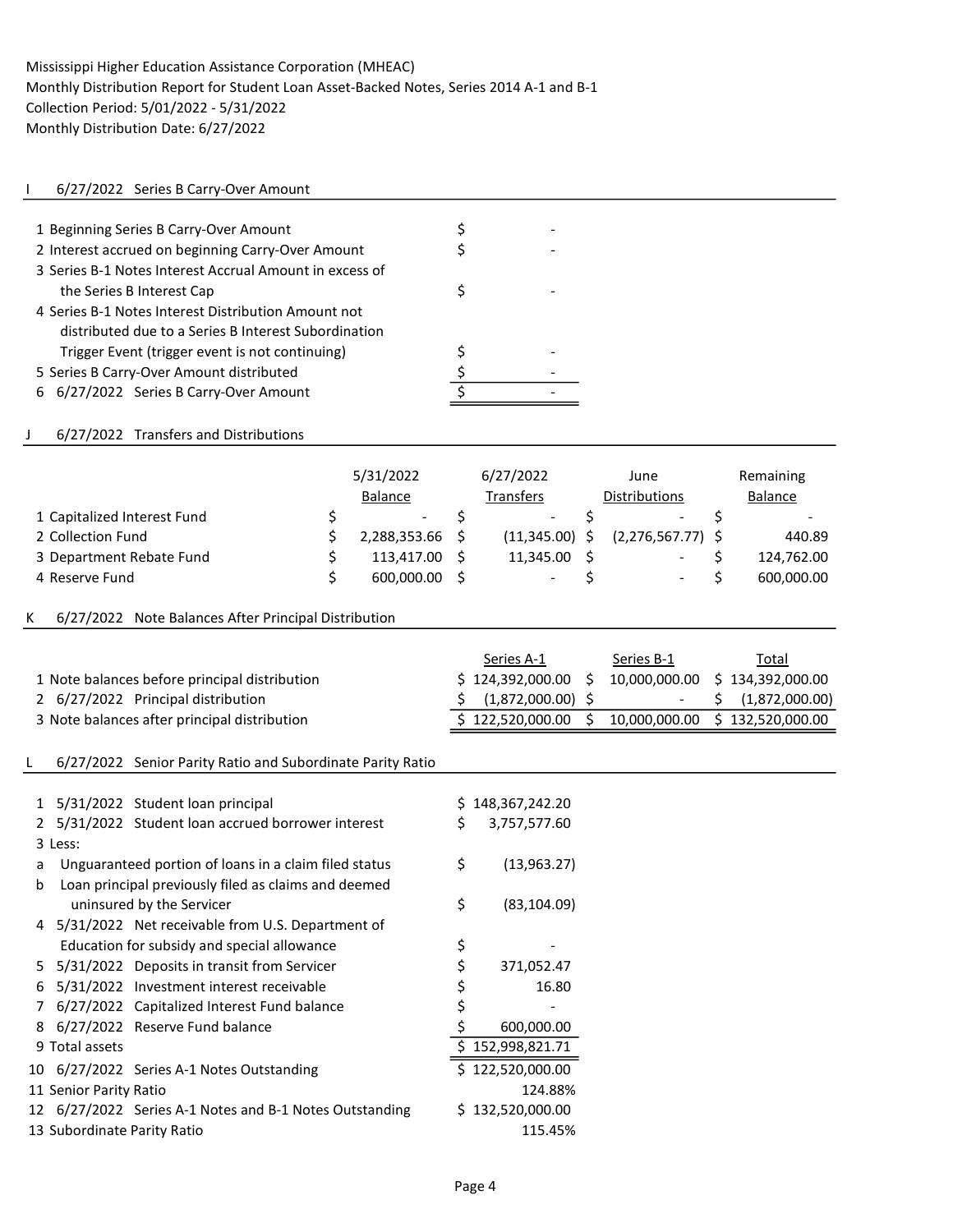Mississippi Higher Education Assistance Corporation (MHEAC)
Monthly Distribution Report for Student Loan Asset-Backed Notes, Series 2014 A-1 and B-1
Collection Period: 5/01/2022 - 5/31/2022
Monthly Distribution Date: 6/27/2022

## I 6/27/2022 Series B Carry-Over Amount

| | | |
|---|---|---|
| 1 | Beginning Series B Carry-Over Amount | $ - |
| 2 | Interest accrued on beginning Carry-Over Amount | $ - |
| 3 | Series B-1 Notes Interest Accrual Amount in excess of the Series B Interest Cap | $ - |
| 4 | Series B-1 Notes Interest Distribution Amount not distributed due to a Series B Interest Subordination Trigger Event (trigger event is not continuing) | $ - |
| 5 | Series B Carry-Over Amount distributed | $ - |
| 6 | 6/27/2022 Series B Carry-Over Amount | $ - |

## J 6/27/2022 Transfers and Distributions

| | | 5/31/2022 Balance | 6/27/2022 Transfers | June Distributions | Remaining Balance |
|---|---|---|---|---|---|
| 1 | Capitalized Interest Fund | $ - | $ - | $ - | $ - |
| 2 | Collection Fund | $ 2,288,353.66 | $ (11,345.00) | $ (2,276,567.77) | $ 440.89 |
| 3 | Department Rebate Fund | $ 113,417.00 | $ 11,345.00 | $ - | $ 124,762.00 |
| 4 | Reserve Fund | $ 600,000.00 | $ - | $ - | $ 600,000.00 |

## K 6/27/2022 Note Balances After Principal Distribution

| | | Series A-1 | Series B-1 | Total |
|---|---|---|---|---|
| 1 | Note balances before principal distribution | $ 124,392,000.00 | $ 10,000,000.00 | $ 134,392,000.00 |
| 2 | 6/27/2022 Principal distribution | $ (1,872,000.00) | $ - | $ (1,872,000.00) |
| 3 | Note balances after principal distribution | $ 122,520,000.00 | $ 10,000,000.00 | $ 132,520,000.00 |

## L 6/27/2022 Senior Parity Ratio and Subordinate Parity Ratio

| | | |
|---|---|---|
| 1 | 5/31/2022 Student loan principal | $ 148,367,242.20 |
| 2 | 5/31/2022 Student loan accrued borrower interest | $ 3,757,577.60 |
| 3 | Less: | |
| a | Unguaranteed portion of loans in a claim filed status | $ (13,963.27) |
| b | Loan principal previously filed as claims and deemed uninsured by the Servicer | $ (83,104.09) |
| 4 | 5/31/2022 Net receivable from U.S. Department of Education for subsidy and special allowance | $ - |
| 5 | 5/31/2022 Deposits in transit from Servicer | $ 371,052.47 |
| 6 | 5/31/2022 Investment interest receivable | $ 16.80 |
| 7 | 6/27/2022 Capitalized Interest Fund balance | $ - |
| 8 | 6/27/2022 Reserve Fund balance | $ 600,000.00 |
| 9 | Total assets | $ 152,998,821.71 |
| 10 | 6/27/2022 Series A-1 Notes Outstanding | $ 122,520,000.00 |
| 11 | Senior Parity Ratio | 124.88% |
| 12 | 6/27/2022 Series A-1 Notes and B-1 Notes Outstanding | $ 132,520,000.00 |
| 13 | Subordinate Parity Ratio | 115.45% |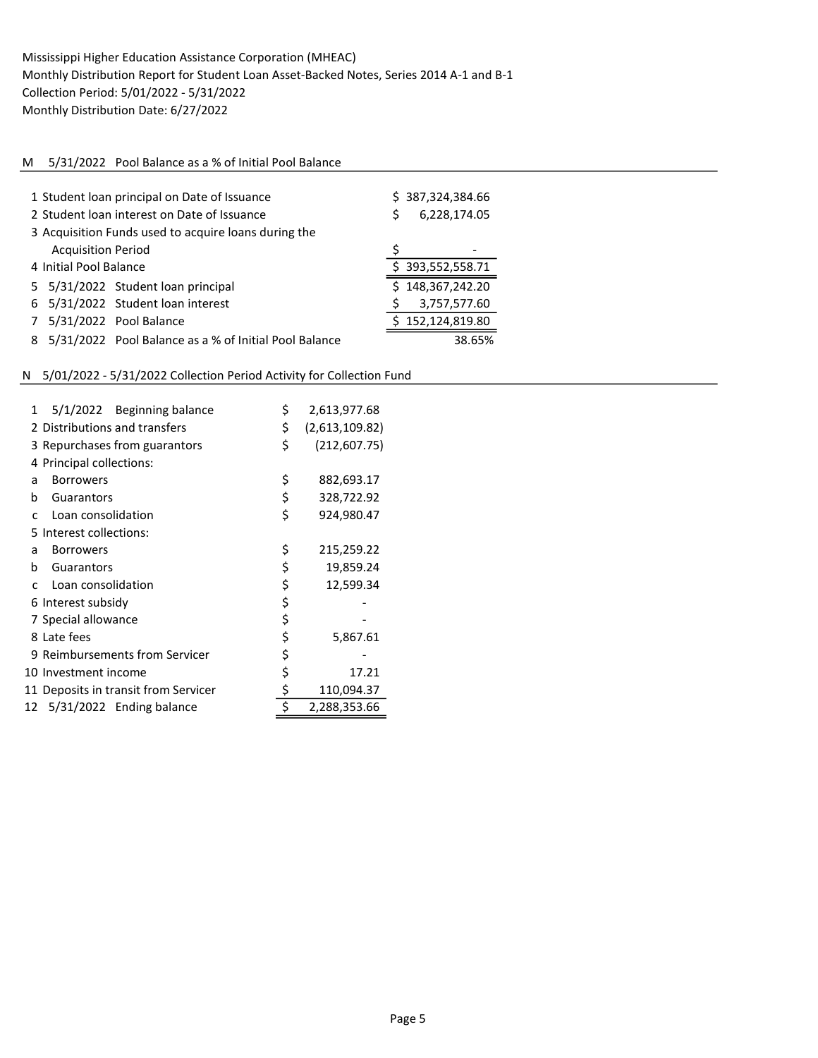Mississippi Higher Education Assistance Corporation (MHEAC)
Monthly Distribution Report for Student Loan Asset-Backed Notes, Series 2014 A-1 and B-1
Collection Period: 5/01/2022 - 5/31/2022
Monthly Distribution Date: 6/27/2022

## M 5/31/2022 Pool Balance as a % of Initial Pool Balance

| | | |
|---|---|---|
| 1 | Student loan principal on Date of Issuance | $ 387,324,384.66 |
| 2 | Student loan interest on Date of Issuance | $ 6,228,174.05 |
| 3 | Acquisition Funds used to acquire loans during the Acquisition Period | $ - |
| 4 | Initial Pool Balance | $ 393,552,558.71 |
| 5 | 5/31/2022 Student loan principal | $ 148,367,242.20 |
| 6 | 5/31/2022 Student loan interest | $ 3,757,577.60 |
| 7 | 5/31/2022 Pool Balance | $ 152,124,819.80 |
| 8 | 5/31/2022 Pool Balance as a % of Initial Pool Balance | 38.65% |

## N 5/01/2022 - 5/31/2022 Collection Period Activity for Collection Fund

| | | |
|---|---|---|
| 1 | 5/1/2022 Beginning balance | $ 2,613,977.68 |
| 2 | Distributions and transfers | $ (2,613,109.82) |
| 3 | Repurchases from guarantors | $ (212,607.75) |
| 4 | Principal collections: | |
| a | Borrowers | $ 882,693.17 |
| b | Guarantors | $ 328,722.92 |
| c | Loan consolidation | $ 924,980.47 |
| 5 | Interest collections: | |
| a | Borrowers | $ 215,259.22 |
| b | Guarantors | $ 19,859.24 |
| c | Loan consolidation | $ 12,599.34 |
| 6 | Interest subsidy | $ - |
| 7 | Special allowance | $ - |
| 8 | Late fees | $ 5,867.61 |
| 9 | Reimbursements from Servicer | $ - |
| 10 | Investment income | $ 17.21 |
| 11 | Deposits in transit from Servicer | $ 110,094.37 |
| 12 | 5/31/2022 Ending balance | $ 2,288,353.66 |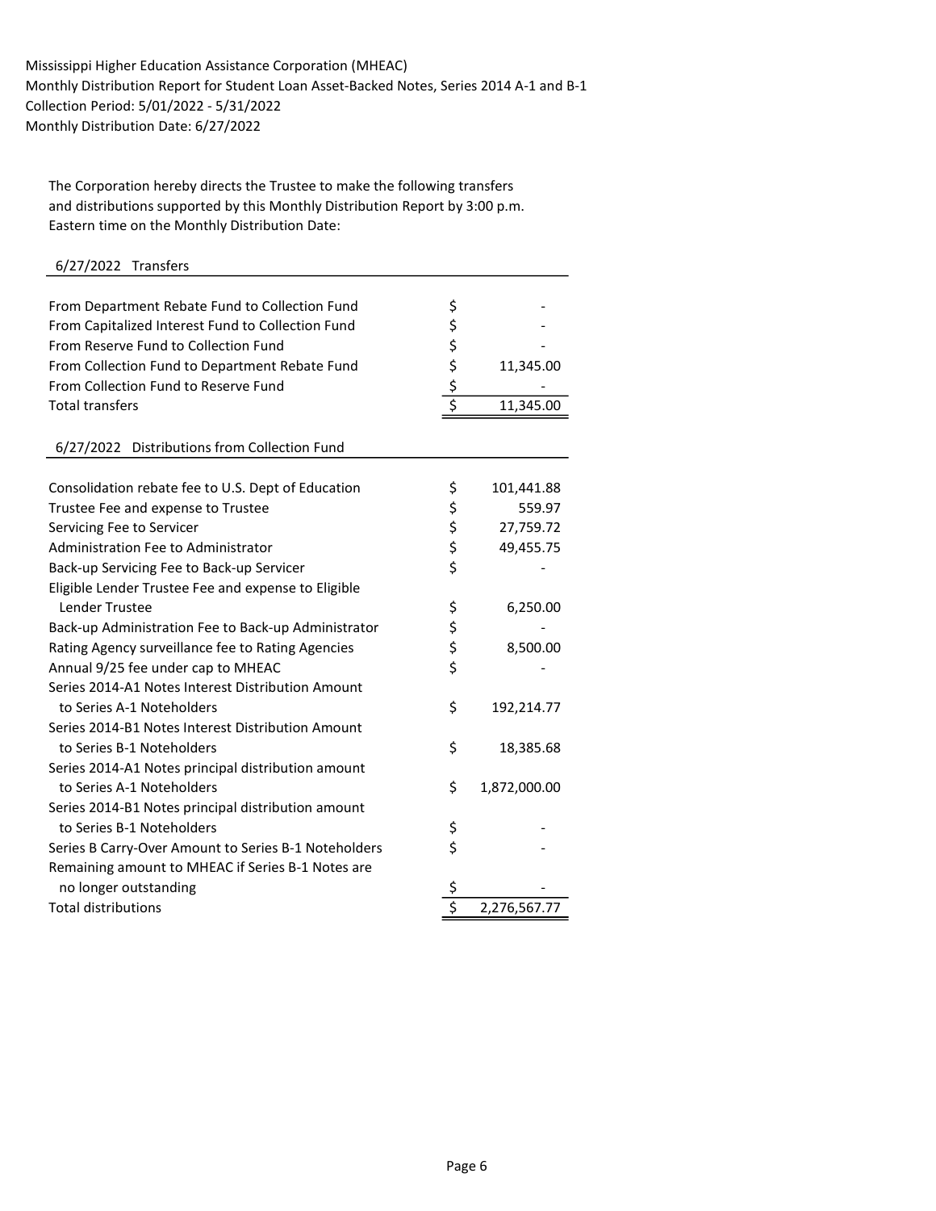Mississippi Higher Education Assistance Corporation (MHEAC)
Monthly Distribution Report for Student Loan Asset-Backed Notes, Series 2014 A-1 and B-1
Collection Period: 5/01/2022 - 5/31/2022
Monthly Distribution Date: 6/27/2022

The Corporation hereby directs the Trustee to make the following transfers and distributions supported by this Monthly Distribution Report by 3:00 p.m. Eastern time on the Monthly Distribution Date:

| 6/27/2022 Transfers | | |
|---|---|---|
| From Department Rebate Fund to Collection Fund | $ | - |
| From Capitalized Interest Fund to Collection Fund | $ | - |
| From Reserve Fund to Collection Fund | $ | - |
| From Collection Fund to Department Rebate Fund | $ | 11,345.00 |
| From Collection Fund to Reserve Fund | $ | - |
| Total transfers | $ | 11,345.00 |

| 6/27/2022 Distributions from Collection Fund | | |
|---|---|---|
| Consolidation rebate fee to U.S. Dept of Education | $ | 101,441.88 |
| Trustee Fee and expense to Trustee | $ | 559.97 |
| Servicing Fee to Servicer | $ | 27,759.72 |
| Administration Fee to Administrator | $ | 49,455.75 |
| Back-up Servicing Fee to Back-up Servicer | $ | - |
| Eligible Lender Trustee Fee and expense to Eligible Lender Trustee | $ | 6,250.00 |
| Back-up Administration Fee to Back-up Administrator | $ | - |
| Rating Agency surveillance fee to Rating Agencies | $ | 8,500.00 |
| Annual 9/25 fee under cap to MHEAC | $ | - |
| Series 2014-A1 Notes Interest Distribution Amount to Series A-1 Noteholders | $ | 192,214.77 |
| Series 2014-B1 Notes Interest Distribution Amount to Series B-1 Noteholders | $ | 18,385.68 |
| Series 2014-A1 Notes principal distribution amount to Series A-1 Noteholders | $ | 1,872,000.00 |
| Series 2014-B1 Notes principal distribution amount to Series B-1 Noteholders | $ | - |
| Series B Carry-Over Amount to Series B-1 Noteholders | $ | - |
| Remaining amount to MHEAC if Series B-1 Notes are no longer outstanding | $ | - |
| Total distributions | $ | 2,276,567.77 |